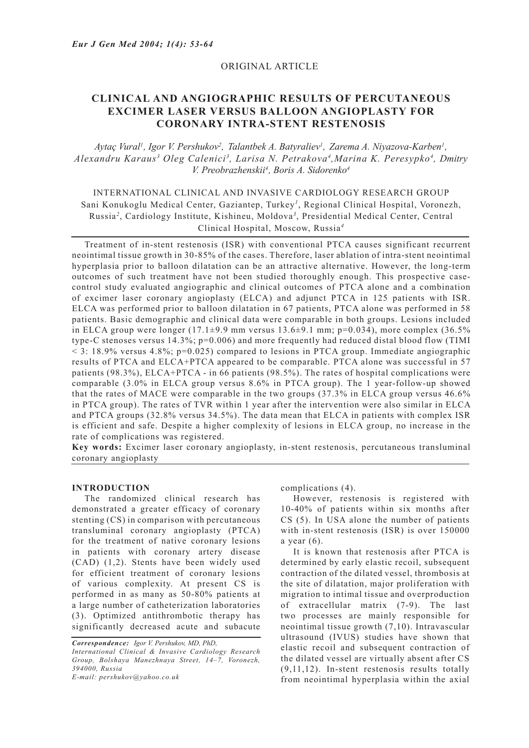ORIGINAL ARTICLE

# CLINICAL AND ANGIOGRAPHIC RESULTS OF PERCUTANEOUS EXCIMER LASER VERSUS BALLOON ANGIOPLASTY FOR CORONARY INTRA-STENT RESTENOSIS

*Aytaç Vural[1], Igor V. Pershukov[2], Talantbek A. Batyraliev[1], Zarema A. Niyazova-Karben[1], Alexandru Karaus[3] Oleg Calenici[3], Larisa N. Petrakova[4], Marina K. Peresypko[4], Dmitry V. Preobrazhenskii[4], Boris A. Sidorenko[4]*

INTERNATIONAL CLINICAL AND INVASIVE CARDIOLOGY RESEARCH GROUP
Sani Konukoglu Medical Center, Gaziantep, Turkey[1], Regional Clinical Hospital, Voronezh, Russia[2], Cardiology Institute, Kishineu, Moldova[3], Presidential Medical Center, Central Clinical Hospital, Moscow, Russia[4]

Treatment of in-stent restenosis (ISR) with conventional PTCA causes significant recurrent neointimal tissue growth in 30-85% of the cases. Therefore, laser ablation of intra-stent neointimal hyperplasia prior to balloon dilatation can be an attractive alternative. However, the long-term outcomes of such treatment have not been studied thoroughly enough. This prospective case-control study evaluated angiographic and clinical outcomes of PTCA alone and a combination of excimer laser coronary angioplasty (ELCA) and adjunct PTCA in 125 patients with ISR. ELCA was performed prior to balloon dilatation in 67 patients, PTCA alone was performed in 58 patients. Basic demographic and clinical data were comparable in both groups. Lesions included in ELCA group were longer (17.1±9.9 mm versus 13.6±9.1 mm; p=0.034), more complex (36.5% type-C stenoses versus 14.3%; p=0.006) and more frequently had reduced distal blood flow (TIMI < 3: 18.9% versus 4.8%; p=0.025) compared to lesions in PTCA group. Immediate angiographic results of PTCA and ELCA+PTCA appeared to be comparable. PTCA alone was successful in 57 patients (98.3%), ELCA+PTCA - in 66 patients (98.5%). The rates of hospital complications were comparable (3.0% in ELCA group versus 8.6% in PTCA group). The 1 year-follow-up showed that the rates of MACE were comparable in the two groups (37.3% in ELCA group versus 46.6% in PTCA group). The rates of TVR within 1 year after the intervention were also similar in ELCA and PTCA groups (32.8% versus 34.5%). The data mean that ELCA in patients with complex ISR is efficient and safe. Despite a higher complexity of lesions in ELCA group, no increase in the rate of complications was registered.

**Key words:** Excimer laser coronary angioplasty, in-stent restenosis, percutaneous transluminal coronary angioplasty

## INTRODUCTION

The randomized clinical research has demonstrated a greater efficacy of coronary stenting (CS) in comparison with percutaneous transluminal coronary angioplasty (PTCA) for the treatment of native coronary lesions in patients with coronary artery disease (CAD) (1,2). Stents have been widely used for efficient treatment of coronary lesions of various complexity. At present CS is performed in as many as 50-80% patients at a large number of catheterization laboratories (3). Optimized antithrombotic therapy has significantly decreased acute and subacute complications (4).

However, restenosis is registered with 10-40% of patients within six months after CS (5). In USA alone the number of patients with in-stent restenosis (ISR) is over 150000 a year (6).

It is known that restenosis after PTCA is determined by early elastic recoil, subsequent contraction of the dilated vessel, thrombosis at the site of dilatation, major proliferation with migration to intimal tissue and overproduction of extracellular matrix (7-9). The last two processes are mainly responsible for neointimal tissue growth (7,10). Intravascular ultrasound (IVUS) studies have shown that elastic recoil and subsequent contraction of the dilated vessel are virtually absent after CS (9,11,12). In-stent restenosis results totally from neointimal hyperplasia within the axial

*Correspondence: Igor V. Pershukov, MD, PhD,*
*International Clinical & Invasive Cardiology Research Group, Bolshaya Manezhnaya Street, 14–7, Voronezh, 394000, Russia*
*E-mail: pershukov@yahoo.co.uk*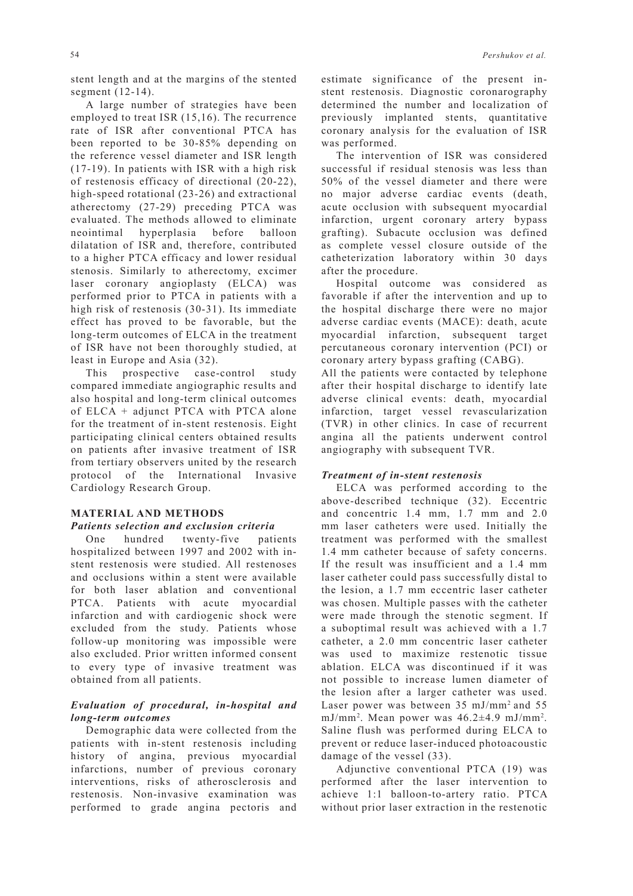stent length and at the margins of the stented segment (12-14).

A large number of strategies have been employed to treat ISR (15,16). The recurrence rate of ISR after conventional PTCA has been reported to be 30-85% depending on the reference vessel diameter and ISR length (17-19). In patients with ISR with a high risk of restenosis efficacy of directional (20-22), high-speed rotational (23-26) and extractional atherectomy (27-29) preceding PTCA was evaluated. The methods allowed to eliminate neointimal hyperplasia before balloon dilatation of ISR and, therefore, contributed to a higher PTCA efficacy and lower residual stenosis. Similarly to atherectomy, excimer laser coronary angioplasty (ELCA) was performed prior to PTCA in patients with a high risk of restenosis (30-31). Its immediate effect has proved to be favorable, but the long-term outcomes of ELCA in the treatment of ISR have not been thoroughly studied, at least in Europe and Asia (32).

This prospective case-control study compared immediate angiographic results and also hospital and long-term clinical outcomes of ELCA + adjunct PTCA with PTCA alone for the treatment of in-stent restenosis. Eight participating clinical centers obtained results on patients after invasive treatment of ISR from tertiary observers united by the research protocol of the International Invasive Cardiology Research Group.

## MATERIAL AND METHODS

### *Patients selection and exclusion criteria*

One hundred twenty-five patients hospitalized between 1997 and 2002 with in-stent restenosis were studied. All restenoses and occlusions within a stent were available for both laser ablation and conventional PTCA. Patients with acute myocardial infarction and with cardiogenic shock were excluded from the study. Patients whose follow-up monitoring was impossible were also excluded. Prior written informed consent to every type of invasive treatment was obtained from all patients.

### *Evaluation of procedural, in-hospital and long-term outcomes*

Demographic data were collected from the patients with in-stent restenosis including history of angina, previous myocardial infarctions, number of previous coronary interventions, risks of atherosclerosis and restenosis. Non-invasive examination was performed to grade angina pectoris and estimate significance of the present in-stent restenosis. Diagnostic coronarography determined the number and localization of previously implanted stents, quantitative coronary analysis for the evaluation of ISR was performed.

The intervention of ISR was considered successful if residual stenosis was less than 50% of the vessel diameter and there were no major adverse cardiac events (death, acute occlusion with subsequent myocardial infarction, urgent coronary artery bypass grafting). Subacute occlusion was defined as complete vessel closure outside of the catheterization laboratory within 30 days after the procedure.

Hospital outcome was considered as favorable if after the intervention and up to the hospital discharge there were no major adverse cardiac events (MACE): death, acute myocardial infarction, subsequent target percutaneous coronary intervention (PCI) or coronary artery bypass grafting (CABG).

All the patients were contacted by telephone after their hospital discharge to identify late adverse clinical events: death, myocardial infarction, target vessel revascularization (TVR) in other clinics. In case of recurrent angina all the patients underwent control angiography with subsequent TVR.

### *Treatment of in-stent restenosis*

ELCA was performed according to the above-described technique (32). Eccentric and concentric 1.4 mm, 1.7 mm and 2.0 mm laser catheters were used. Initially the treatment was performed with the smallest 1.4 mm catheter because of safety concerns. If the result was insufficient and a 1.4 mm laser catheter could pass successfully distal to the lesion, a 1.7 mm eccentric laser catheter was chosen. Multiple passes with the catheter were made through the stenotic segment. If a suboptimal result was achieved with a 1.7 catheter, a 2.0 mm concentric laser catheter was used to maximize restenotic tissue ablation. ELCA was discontinued if it was not possible to increase lumen diameter of the lesion after a larger catheter was used. Laser power was between 35 $mJ/mm^2$ and 55 $mJ/mm^2$. Mean power was $46.2 \pm 4.9$ $mJ/mm^2$. Saline flush was performed during ELCA to prevent or reduce laser-induced photoacoustic damage of the vessel (33).

Adjunctive conventional PTCA (19) was performed after the laser intervention to achieve 1:1 balloon-to-artery ratio. PTCA without prior laser extraction in the restenotic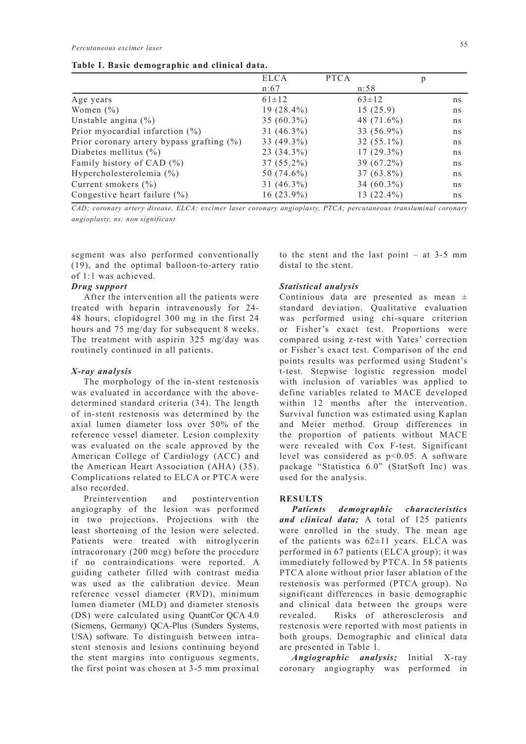**Table I. Basic demographic and clinical data.**

| | ELCA n:67 | PTCA n:58 | p |
|---|---|---|---|
| Age years | 61±12 | 63±12 | ns |
| Women (%) | 19 (28.4%) | 15 (25.9) | ns |
| Unstable angina (%) | 35 (60.3%) | 48 (71.6%) | ns |
| Prior myocardial infarction (%) | 31 (46.3%) | 33 (56.9%) | ns |
| Prior coronary artery bypass grafting (%) | 33 (49.3%) | 32 (55.1%) | ns |
| Diabetes mellitus (%) | 23 (34.3%) | 17 (29.3%) | ns |
| Family history of CAD (%) | 37 (55.2%) | 39 (67.2%) | ns |
| Hypercholesterolemia (%) | 50 (74.6%) | 37 (63.8%) | ns |
| Current smokers (%) | 31 (46.3%) | 34 (60.3%) | ns |
| Congestive heart failure (%) | 16 (23.9%) | 13 (22.4%) | ns |

*CAD; coronary artery disease, ELCA; excimer laser coronary angioplasty, PTCA; percutaneous transluminal coronary angioplasty, ns; non significant*

segment was also performed conventionally (19), and the optimal balloon-to-artery ratio of 1:1 was achieved.

### Drug support

After the intervention all the patients were treated with heparin intravenously for 24-48 hours, clopidogrel 300 mg in the first 24 hours and 75 mg/day for subsequent 8 weeks. The treatment with aspirin 325 mg/day was routinely continued in all patients.

### X-ray analysis

The morphology of the in-stent restenosis was evaluated in accordance with the above-determined standard criteria (34). The length of in-stent restenosis was determined by the axial lumen diameter loss over 50% of the reference vessel diameter. Lesion complexity was evaluated on the scale approved by the American College of Cardiology (ACC) and the American Heart Association (AHA) (35). Complications related to ELCA or PTCA were also recorded.

Preintervention and postintervention angiography of the lesion was performed in two projections. Projections with the least shortening of the lesion were selected. Patients were treated with nitroglycerin intracoronary (200 mcg) before the procedure if no contraindications were reported. A guiding catheter filled with contrast media was used as the calibration device. Mean reference vessel diameter (RVD), minimum lumen diameter (MLD) and diameter stenosis (DS) were calculated using QuantCor QCA 4.0 (Siemens, Germany) QCA-Plus (Sunders Systems, USA) software. To distinguish between intra-stent stenosis and lesions continuing beyond the stent margins into contiguous segments, the first point was chosen at 3-5 mm proximal to the stent and the last point – at 3-5 mm distal to the stent.

### Statistical analysis

Continious data are presented as mean ± standard deviation. Qualitative evaluation was performed using chi-square criterion or Fisher's exact test. Proportions were compared using z-test with Yates' correction or Fisher's exact test. Comparison of the end points results was performed using Student's t-test. Stepwise logistic regression model with inclusion of variables was applied to define variables related to MACE developed within 12 months after the intervention. Survival function was estimated using Kaplan and Meier method. Group differences in the proportion of patients without MACE were revealed with Cox F-test. Significant level was considered as $p<0.05$. A software package "Statistica 6.0" (StatSoft Inc) was used for the analysis.

## RESULTS

***Patients demographic characteristics and clinical data;*** A total of 125 patients were enrolled in the study. The mean age of the patients was 62±11 years. ELCA was performed in 67 patients (ELCA group); it was immediately followed by PTCA. In 58 patients PTCA alone without prior laser ablation of the restenosis was performed (PTCA group). No significant differences in basic demographic and clinical data between the groups were revealed. Risks of atherosclerosis and restenosis were reported with most patients in both groups. Demographic and clinical data are presented in Table 1.

***Angiographic analysis;*** Initial X-ray coronary angiography was performed in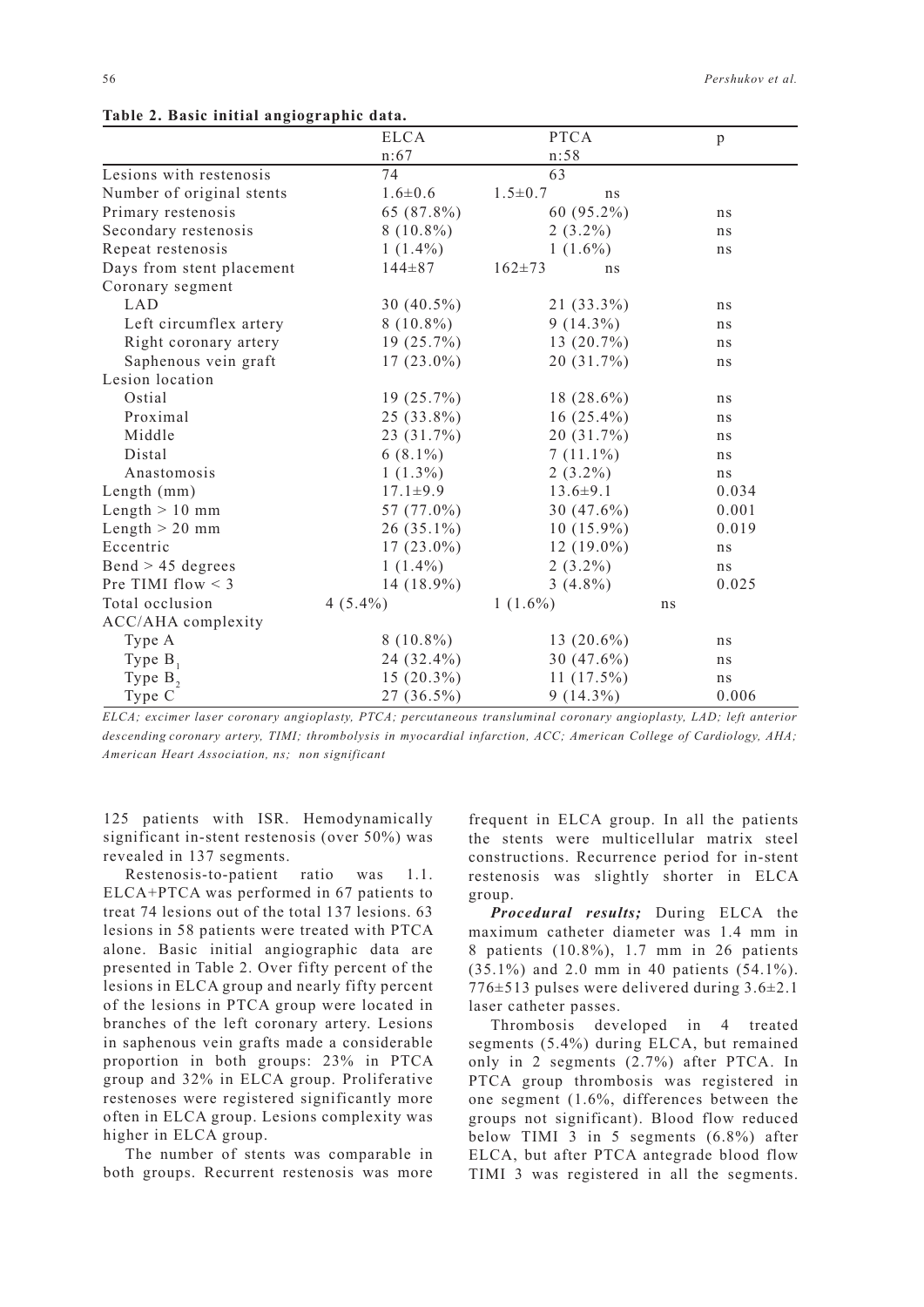**Table 2. Basic initial angiographic data.**

| | ELCA n:67 | PTCA n:58 | p |
|---|---|---|---|
| Lesions with restenosis | 74 | 63 | |
| Number of original stents | 1.6±0.6 | 1.5±0.7 | ns |
| Primary restenosis | 65 (87.8%) | 60 (95.2%) | ns |
| Secondary restenosis | 8 (10.8%) | 2 (3.2%) | ns |
| Repeat restenosis | 1 (1.4%) | 1 (1.6%) | ns |
| Days from stent placement | 144±87 | 162±73 | ns |
| Coronary segment | | | |
| LAD | 30 (40.5%) | 21 (33.3%) | ns |
| Left circumflex artery | 8 (10.8%) | 9 (14.3%) | ns |
| Right coronary artery | 19 (25.7%) | 13 (20.7%) | ns |
| Saphenous vein graft | 17 (23.0%) | 20 (31.7%) | ns |
| Lesion location | | | |
| Ostial | 19 (25.7%) | 18 (28.6%) | ns |
| Proximal | 25 (33.8%) | 16 (25.4%) | ns |
| Middle | 23 (31.7%) | 20 (31.7%) | ns |
| Distal | 6 (8.1%) | 7 (11.1%) | ns |
| Anastomosis | 1 (1.3%) | 2 (3.2%) | ns |
| Length (mm) | 17.1±9.9 | 13.6±9.1 | 0.034 |
| Length > 10 mm | 57 (77.0%) | 30 (47.6%) | 0.001 |
| Length > 20 mm | 26 (35.1%) | 10 (15.9%) | 0.019 |
| Eccentric | 17 (23.0%) | 12 (19.0%) | ns |
| Bend > 45 degrees | 1 (1.4%) | 2 (3.2%) | ns |
| Pre TIMI flow < 3 | 14 (18.9%) | 3 (4.8%) | 0.025 |
| Total occlusion | 4 (5.4%) | 1 (1.6%) | ns |
| ACC/AHA complexity | | | |
| Type A | 8 (10.8%) | 13 (20.6%) | ns |
| Type $B_1$ | 24 (32.4%) | 30 (47.6%) | ns |
| Type $B_2$ | 15 (20.3%) | 11 (17.5%) | ns |
| Type C | 27 (36.5%) | 9 (14.3%) | 0.006 |

*ELCA; excimer laser coronary angioplasty, PTCA; percutaneous transluminal coronary angioplasty, LAD; left anterior descending coronary artery, TIMI; thrombolysis in myocardial infarction, ACC; American College of Cardiology, AHA; American Heart Association, ns; non significant*

125 patients with ISR. Hemodynamically significant in-stent restenosis (over 50%) was revealed in 137 segments.

Restenosis-to-patient ratio was 1.1. ELCA+PTCA was performed in 67 patients to treat 74 lesions out of the total 137 lesions. 63 lesions in 58 patients were treated with PTCA alone. Basic initial angiographic data are presented in Table 2. Over fifty percent of the lesions in ELCA group and nearly fifty percent of the lesions in PTCA group were located in branches of the left coronary artery. Lesions in saphenous vein grafts made a considerable proportion in both groups: 23% in PTCA group and 32% in ELCA group. Proliferative restenoses were registered significantly more often in ELCA group. Lesions complexity was higher in ELCA group.

The number of stents was comparable in both groups. Recurrent restenosis was more frequent in ELCA group. In all the patients the stents were multicellular matrix steel constructions. Recurrence period for in-stent restenosis was slightly shorter in ELCA group.

***Procedural results;*** During ELCA the maximum catheter diameter was 1.4 mm in 8 patients (10.8%), 1.7 mm in 26 patients (35.1%) and 2.0 mm in 40 patients (54.1%). 776±513 pulses were delivered during 3.6±2.1 laser catheter passes.

Thrombosis developed in 4 treated segments (5.4%) during ELCA, but remained only in 2 segments (2.7%) after PTCA. In PTCA group thrombosis was registered in one segment (1.6%, differences between the groups not significant). Blood flow reduced below TIMI 3 in 5 segments (6.8%) after ELCA, but after PTCA antegrade blood flow TIMI 3 was registered in all the segments.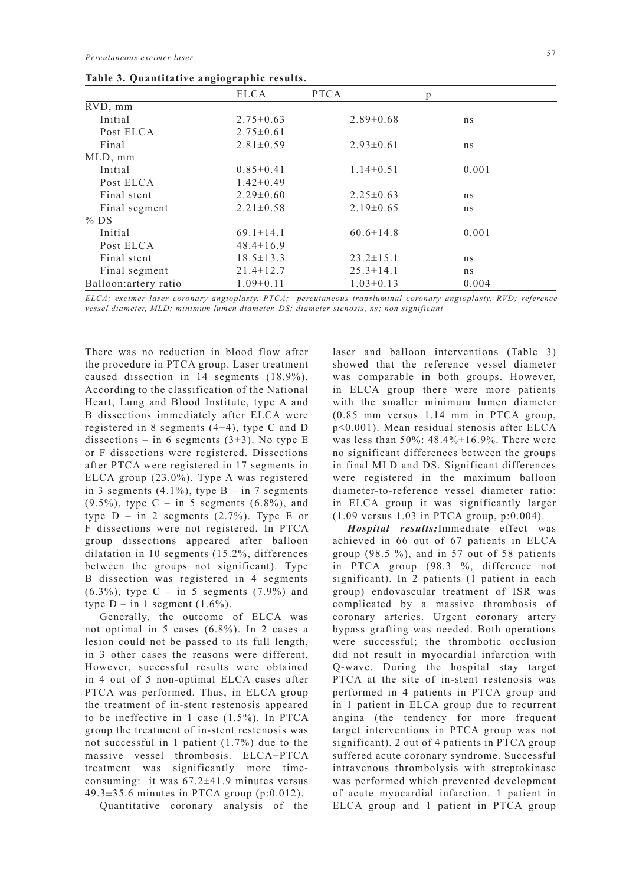**Table 3. Quantitative angiographic results.**

| | ELCA | PTCA | p |
|---|---|---|---|
| RVD, mm | | | |
| Initial | 2.75±0.63 | 2.89±0.68 | ns |
| Post ELCA | 2.75±0.61 | | |
| Final | 2.81±0.59 | 2.93±0.61 | ns |
| MLD, mm | | | |
| Initial | 0.85±0.41 | 1.14±0.51 | 0.001 |
| Post ELCA | 1.42±0.49 | | |
| Final stent | 2.29±0.60 | 2.25±0.63 | ns |
| Final segment | 2.21±0.58 | 2.19±0.65 | ns |
| % DS | | | |
| Initial | 69.1±14.1 | 60.6±14.8 | 0.001 |
| Post ELCA | 48.4±16.9 | | |
| Final stent | 18.5±13.3 | 23.2±15.1 | ns |
| Final segment | 21.4±12.7 | 25.3±14.1 | ns |
| Balloon:artery ratio | 1.09±0.11 | 1.03±0.13 | 0.004 |

*ELCA; excimer laser coronary angioplasty, PTCA; percutaneous transluminal coronary angioplasty, RVD; reference vessel diameter, MLD; minimum lumen diameter, DS; diameter stenosis, ns; non significant*

There was no reduction in blood flow after the procedure in PTCA group. Laser treatment caused dissection in 14 segments (18.9%). According to the classification of the National Heart, Lung and Blood Institute, type A and B dissections immediately after ELCA were registered in 8 segments (4+4), type C and D dissections – in 6 segments (3+3). No type E or F dissections were registered. Dissections after PTCA were registered in 17 segments in ELCA group (23.0%). Type A was registered in 3 segments (4.1%), type B – in 7 segments (9.5%), type C – in 5 segments (6.8%), and type D – in 2 segments (2.7%). Type E or F dissections were not registered. In PTCA group dissections appeared after balloon dilatation in 10 segments (15.2%, differences between the groups not significant). Type B dissection was registered in 4 segments (6.3%), type C – in 5 segments (7.9%) and type D – in 1 segment (1.6%).

Generally, the outcome of ELCA was not optimal in 5 cases (6.8%). In 2 cases a lesion could not be passed to its full length, in 3 other cases the reasons were different. However, successful results were obtained in 4 out of 5 non-optimal ELCA cases after PTCA was performed. Thus, in ELCA group the treatment of in-stent restenosis appeared to be ineffective in 1 case (1.5%). In PTCA group the treatment of in-stent restenosis was not successful in 1 patient (1.7%) due to the massive vessel thrombosis. ELCA+PTCA treatment was significantly more time-consuming: it was 67.2±41.9 minutes versus 49.3±35.6 minutes in PTCA group (p:0.012).

Quantitative coronary analysis of the laser and balloon interventions (Table 3) showed that the reference vessel diameter was comparable in both groups. However, in ELCA group there were more patients with the smaller minimum lumen diameter (0.85 mm versus 1.14 mm in PTCA group, $p<0.001$). Mean residual stenosis after ELCA was less than 50%: 48.4%±16.9%. There were no significant differences between the groups in final MLD and DS. Significant differences were registered in the maximum balloon diameter-to-reference vessel diameter ratio: in ELCA group it was significantly larger (1.09 versus 1.03 in PTCA group, p:0.004).

***Hospital results;*** Immediate effect was achieved in 66 out of 67 patients in ELCA group (98.5 %), and in 57 out of 58 patients in PTCA group (98.3 %, difference not significant). In 2 patients (1 patient in each group) endovascular treatment of ISR was complicated by a massive thrombosis of coronary arteries. Urgent coronary artery bypass grafting was needed. Both operations were successful; the thrombotic occlusion did not result in myocardial infarction with Q-wave. During the hospital stay target PTCA at the site of in-stent restenosis was performed in 4 patients in PTCA group and in 1 patient in ELCA group due to recurrent angina (the tendency for more frequent target interventions in PTCA group was not significant). 2 out of 4 patients in PTCA group suffered acute coronary syndrome. Successful intravenous thrombolysis with streptokinase was performed which prevented development of acute myocardial infarction. 1 patient in ELCA group and 1 patient in PTCA group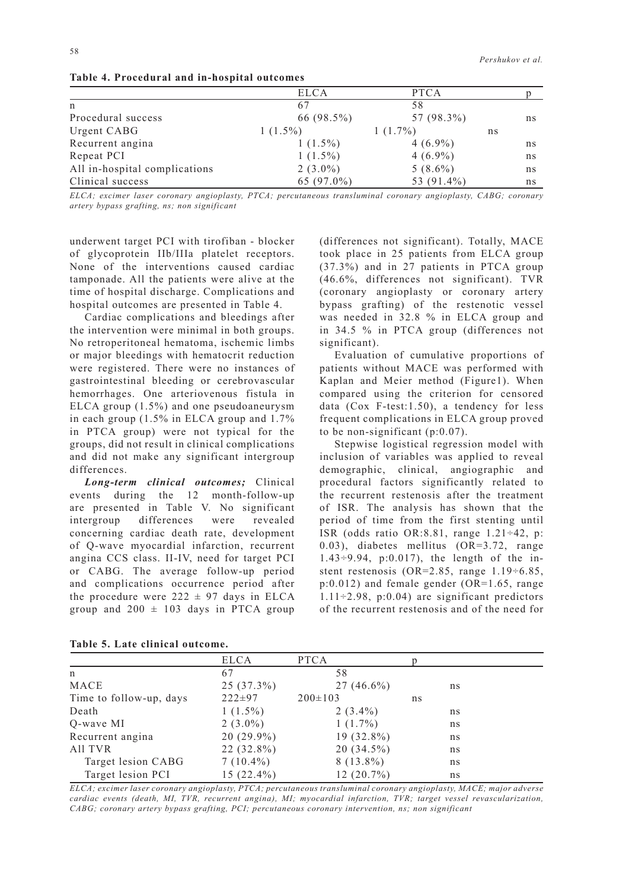**Table 4. Procedural and in-hospital outcomes**

| | ELCA | PTCA | p |
|---|---|---|---|
| n | 67 | 58 | |
| Procedural success | 66 (98.5%) | 57 (98.3%) | ns |
| Urgent CABG | 1 (1.5%) | 1 (1.7%) | ns |
| Recurrent angina | 1 (1.5%) | 4 (6.9%) | ns |
| Repeat PCI | 1 (1.5%) | 4 (6.9%) | ns |
| All in-hospital complications | 2 (3.0%) | 5 (8.6%) | ns |
| Clinical success | 65 (97.0%) | 53 (91.4%) | ns |

*ELCA; excimer laser coronary angioplasty, PTCA; percutaneous transluminal coronary angioplasty, CABG; coronary artery bypass grafting, ns; non significant*

underwent target PCI with tirofiban - blocker of glycoprotein IIb/IIIa platelet receptors. None of the interventions caused cardiac tamponade. All the patients were alive at the time of hospital discharge. Complications and hospital outcomes are presented in Table 4.

Cardiac complications and bleedings after the intervention were minimal in both groups. No retroperitoneal hematoma, ischemic limbs or major bleedings with hematocrit reduction were registered. There were no instances of gastrointestinal bleeding or cerebrovascular hemorrhages. One arteriovenous fistula in ELCA group (1.5%) and one pseudoaneurysm in each group (1.5% in ELCA group and 1.7% in PTCA group) were not typical for the groups, did not result in clinical complications and did not make any significant intergroup differences.

***Long-term clinical outcomes;*** Clinical events during the 12 month-follow-up are presented in Table V. No significant intergroup differences were revealed concerning cardiac death rate, development of Q-wave myocardial infarction, recurrent angina CCS class. II-IV, need for target PCI or CABG. The average follow-up period and complications occurrence period after the procedure were 222 ± 97 days in ELCA group and 200 ± 103 days in PTCA group (differences not significant). Totally, MACE took place in 25 patients from ELCA group (37.3%) and in 27 patients in PTCA group (46.6%, differences not significant). TVR (coronary angioplasty or coronary artery bypass grafting) of the restenotic vessel was needed in 32.8 % in ELCA group and in 34.5 % in PTCA group (differences not significant).

Evaluation of cumulative proportions of patients without MACE was performed with Kaplan and Meier method (Figure1). When compared using the criterion for censored data (Cox F-test:1.50), a tendency for less frequent complications in ELCA group proved to be non-significant (p:0.07).

Stepwise logistical regression model with inclusion of variables was applied to reveal demographic, clinical, angiographic and procedural factors significantly related to the recurrent restenosis after the treatment of ISR. The analysis has shown that the period of time from the first stenting until ISR (odds ratio OR:8.81, range 1.21÷42, p: 0.03), diabetes mellitus (OR=3.72, range 1.43÷9.94, p:0.017), the length of the in-stent restenosis (OR=2.85, range 1.19÷6.85, p:0.012) and female gender (OR=1.65, range 1.11÷2.98, p:0.04) are significant predictors of the recurrent restenosis and of the need for

**Table 5. Late clinical outcome.**

| | ELCA | PTCA | p |
|---|---|---|---|
| n | 67 | 58 | |
| MACE | 25 (37.3%) | 27 (46.6%) | ns |
| Time to follow-up, days | 222±97 | 200±103 | ns |
| Death | 1 (1.5%) | 2 (3.4%) | ns |
| Q-wave MI | 2 (3.0%) | 1 (1.7%) | ns |
| Recurrent angina | 20 (29.9%) | 19 (32.8%) | ns |
| All TVR | 22 (32.8%) | 20 (34.5%) | ns |
| Target lesion CABG | 7 (10.4%) | 8 (13.8%) | ns |
| Target lesion PCI | 15 (22.4%) | 12 (20.7%) | ns |

*ELCA; excimer laser coronary angioplasty, PTCA; percutaneous transluminal coronary angioplasty, MACE; major adverse cardiac events (death, MI, TVR, recurrent angina), MI; myocardial infarction, TVR; target vessel revascularization, CABG; coronary artery bypass grafting, PCI; percutaneous coronary intervention, ns; non significant*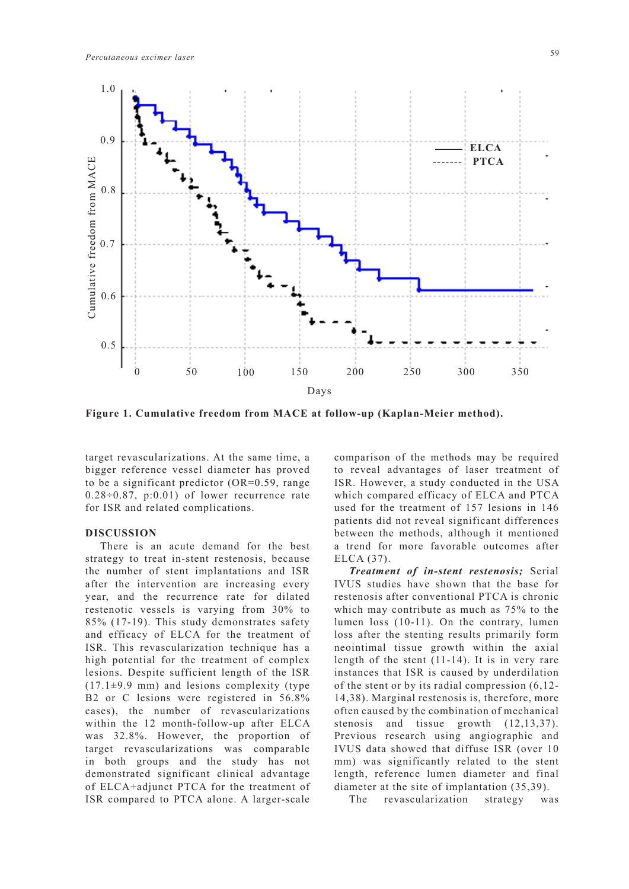Figure 1. Cumulative freedom from MACE at follow-up (Kaplan-Meier method).

target revascularizations. At the same time, a bigger reference vessel diameter has proved to be a significant predictor (OR=0.59, range 0.28÷0.87, p:0.01) of lower recurrence rate for ISR and related complications.

## DISCUSSION

There is an acute demand for the best strategy to treat in-stent restenosis, because the number of stent implantations and ISR after the intervention are increasing every year, and the recurrence rate for dilated restenotic vessels is varying from 30% to 85% (17-19). This study demonstrates safety and efficacy of ELCA for the treatment of ISR. This revascularization technique has a high potential for the treatment of complex lesions. Despite sufficient length of the ISR (17.1±9.9 mm) and lesions complexity (type B2 or C lesions were registered in 56.8% cases), the number of revascularizations within the 12 month-follow-up after ELCA was 32.8%. However, the proportion of target revascularizations was comparable in both groups and the study has not demonstrated significant clinical advantage of ELCA+adjunct PTCA for the treatment of ISR compared to PTCA alone. A larger-scale comparison of the methods may be required to reveal advantages of laser treatment of ISR. However, a study conducted in the USA which compared efficacy of ELCA and PTCA used for the treatment of 157 lesions in 146 patients did not reveal significant differences between the methods, although it mentioned a trend for more favorable outcomes after ELCA (37).

***Treatment of in-stent restenosis;*** Serial IVUS studies have shown that the base for restenosis after conventional PTCA is chronic which may contribute as much as 75% to the lumen loss (10-11). On the contrary, lumen loss after the stenting results primarily form neointimal tissue growth within the axial length of the stent (11-14). It is in very rare instances that ISR is caused by underdilation of the stent or by its radial compression (6,12-14,38). Marginal restenosis is, therefore, more often caused by the combination of mechanical stenosis and tissue growth (12,13,37). Previous research using angiographic and IVUS data showed that diffuse ISR (over 10 mm) was significantly related to the stent length, reference lumen diameter and final diameter at the site of implantation (35,39).

The revascularization strategy was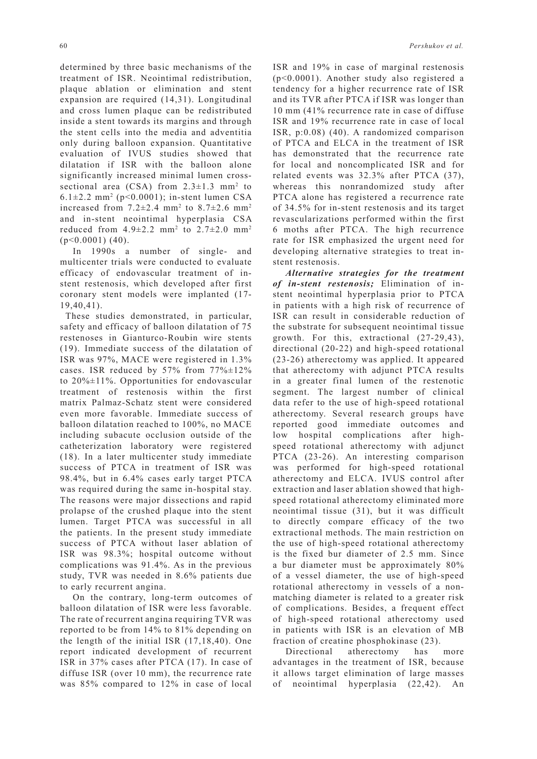determined by three basic mechanisms of the treatment of ISR. Neointimal redistribution, plaque ablation or elimination and stent expansion are required (14,31). Longitudinal and cross lumen plaque can be redistributed inside a stent towards its margins and through the stent cells into the media and adventitia only during balloon expansion. Quantitative evaluation of IVUS studies showed that dilatation if ISR with the balloon alone significantly increased minimal lumen cross-sectional area (CSA) from 2.3±1.3 mm$^2$ to 6.1±2.2 mm$^2$ ($p<0.0001$); in-stent lumen CSA increased from 7.2±2.4 mm$^2$ to 8.7±2.6 mm$^2$ and in-stent neointimal hyperplasia CSA reduced from 4.9±2.2 mm$^2$ to 2.7±2.0 mm$^2$ ($p<0.0001$) (40).

In 1990s a number of single- and multicenter trials were conducted to evaluate efficacy of endovascular treatment of in-stent restenosis, which developed after first coronary stent models were implanted (17-19,40,41).

These studies demonstrated, in particular, safety and efficacy of balloon dilatation of 75 restenoses in Gianturco-Roubin wire stents (19). Immediate success of the dilatation of ISR was 97%, MACE were registered in 1.3% cases. ISR reduced by 57% from 77%±12% to 20%±11%. Opportunities for endovascular treatment of restenosis within the first matrix Palmaz-Schatz stent were considered even more favorable. Immediate success of balloon dilatation reached to 100%, no MACE including subacute occlusion outside of the catheterization laboratory were registered (18). In a later multicenter study immediate success of PTCA in treatment of ISR was 98.4%, but in 6.4% cases early target PTCA was required during the same in-hospital stay. The reasons were major dissections and rapid prolapse of the crushed plaque into the stent lumen. Target PTCA was successful in all the patients. In the present study immediate success of PTCA without laser ablation of ISR was 98.3%; hospital outcome without complications was 91.4%. As in the previous study, TVR was needed in 8.6% patients due to early recurrent angina.

On the contrary, long-term outcomes of balloon dilatation of ISR were less favorable. The rate of recurrent angina requiring TVR was reported to be from 14% to 81% depending on the length of the initial ISR (17,18,40). One report indicated development of recurrent ISR in 37% cases after PTCA (17). In case of diffuse ISR (over 10 mm), the recurrence rate was 85% compared to 12% in case of local ISR and 19% in case of marginal restenosis ($p<0.0001$). Another study also registered a tendency for a higher recurrence rate of ISR and its TVR after PTCA if ISR was longer than 10 mm (41% recurrence rate in case of diffuse ISR and 19% recurrence rate in case of local ISR, p:0.08) (40). A randomized comparison of PTCA and ELCA in the treatment of ISR has demonstrated that the recurrence rate for local and noncomplicated ISR and for related events was 32.3% after PTCA (37), whereas this nonrandomized study after PTCA alone has registered a recurrence rate of 34.5% for in-stent restenosis and its target revascularizations performed within the first 6 moths after PTCA. The high recurrence rate for ISR emphasized the urgent need for developing alternative strategies to treat in-stent restenosis.

***Alternative strategies for the treatment of in-stent restenosis;*** Elimination of in-stent neointimal hyperplasia prior to PTCA in patients with a high risk of recurrence of ISR can result in considerable reduction of the substrate for subsequent neointimal tissue growth. For this, extractional (27-29,43), directional (20-22) and high-speed rotational (23-26) atherectomy was applied. It appeared that atherectomy with adjunct PTCA results in a greater final lumen of the restenotic segment. The largest number of clinical data refer to the use of high-speed rotational atherectomy. Several research groups have reported good immediate outcomes and low hospital complications after high-speed rotational atherectomy with adjunct PTCA (23-26). An interesting comparison was performed for high-speed rotational atherectomy and ELCA. IVUS control after extraction and laser ablation showed that high-speed rotational atherectomy eliminated more neointimal tissue (31), but it was difficult to directly compare efficacy of the two extractional methods. The main restriction on the use of high-speed rotational atherectomy is the fixed bur diameter of 2.5 mm. Since a bur diameter must be approximately 80% of a vessel diameter, the use of high-speed rotational atherectomy in vessels of a non-matching diameter is related to a greater risk of complications. Besides, a frequent effect of high-speed rotational atherectomy used in patients with ISR is an elevation of MB fraction of creatine phosphokinase (23).

Directional atherectomy has more advantages in the treatment of ISR, because it allows target elimination of large masses of neointimal hyperplasia (22,42). An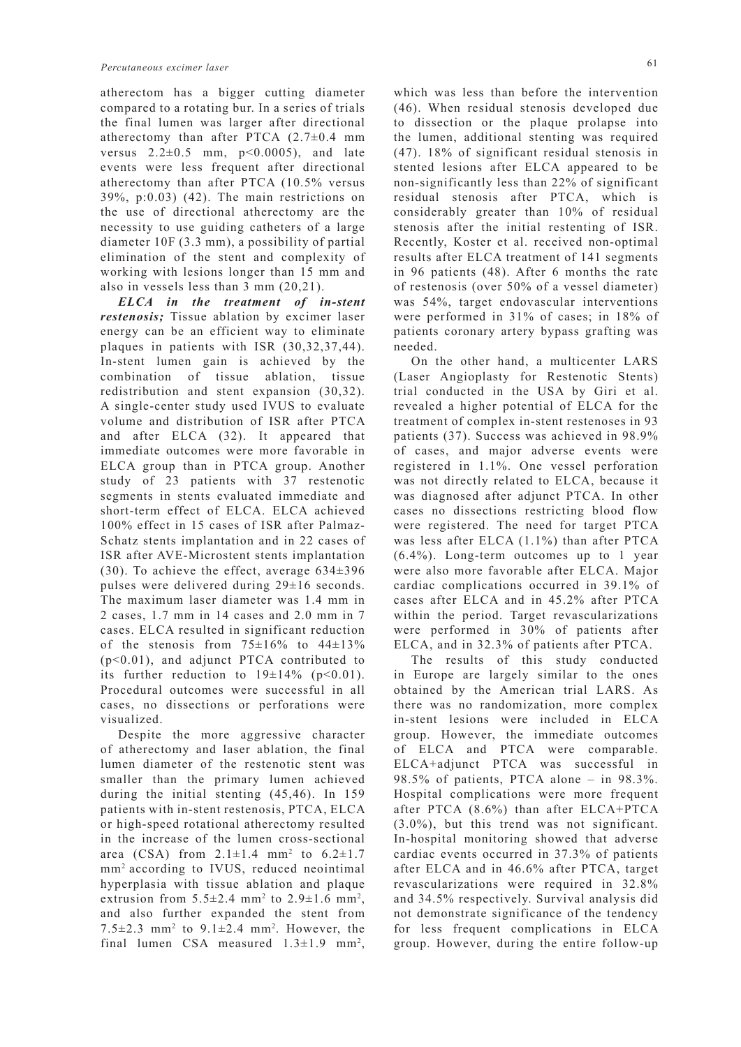atherectom has a bigger cutting diameter compared to a rotating bur. In a series of trials the final lumen was larger after directional atherectomy than after PTCA (2.7±0.4 mm versus 2.2±0.5 mm, $p<0.0005$), and late events were less frequent after directional atherectomy than after PTCA (10.5% versus 39%, p:0.03) (42). The main restrictions on the use of directional atherectomy are the necessity to use guiding catheters of a large diameter 10F (3.3 mm), a possibility of partial elimination of the stent and complexity of working with lesions longer than 15 mm and also in vessels less than 3 mm (20,21).

***ELCA in the treatment of in-stent restenosis;*** Tissue ablation by excimer laser energy can be an efficient way to eliminate plaques in patients with ISR (30,32,37,44). In-stent lumen gain is achieved by the combination of tissue ablation, tissue redistribution and stent expansion (30,32). A single-center study used IVUS to evaluate volume and distribution of ISR after PTCA and after ELCA (32). It appeared that immediate outcomes were more favorable in ELCA group than in PTCA group. Another study of 23 patients with 37 restenotic segments in stents evaluated immediate and short-term effect of ELCA. ELCA achieved 100% effect in 15 cases of ISR after Palmaz-Schatz stents implantation and in 22 cases of ISR after AVE-Microstent stents implantation (30). To achieve the effect, average 634±396 pulses were delivered during 29±16 seconds. The maximum laser diameter was 1.4 mm in 2 cases, 1.7 mm in 14 cases and 2.0 mm in 7 cases. ELCA resulted in significant reduction of the stenosis from 75±16% to 44±13% ($p<0.01$), and adjunct PTCA contributed to its further reduction to 19±14% ($p<0.01$). Procedural outcomes were successful in all cases, no dissections or perforations were visualized.

Despite the more aggressive character of atherectomy and laser ablation, the final lumen diameter of the restenotic stent was smaller than the primary lumen achieved during the initial stenting (45,46). In 159 patients with in-stent restenosis, PTCA, ELCA or high-speed rotational atherectomy resulted in the increase of the lumen cross-sectional area (CSA) from 2.1±1.4 $mm^2$ to 6.2±1.7 $mm^2$ according to IVUS, reduced neointimal hyperplasia with tissue ablation and plaque extrusion from 5.5±2.4 $mm^2$ to 2.9±1.6 $mm^2$, and also further expanded the stent from 7.5±2.3 $mm^2$ to 9.1±2.4 $mm^2$. However, the final lumen CSA measured 1.3±1.9 $mm^2$, which was less than before the intervention (46). When residual stenosis developed due to dissection or the plaque prolapse into the lumen, additional stenting was required (47). 18% of significant residual stenosis in stented lesions after ELCA appeared to be non-significantly less than 22% of significant residual stenosis after PTCA, which is considerably greater than 10% of residual stenosis after the initial restenting of ISR. Recently, Koster et al. received non-optimal results after ELCA treatment of 141 segments in 96 patients (48). After 6 months the rate of restenosis (over 50% of a vessel diameter) was 54%, target endovascular interventions were performed in 31% of cases; in 18% of patients coronary artery bypass grafting was needed.

On the other hand, a multicenter LARS (Laser Angioplasty for Restenotic Stents) trial conducted in the USA by Giri et al. revealed a higher potential of ELCA for the treatment of complex in-stent restenoses in 93 patients (37). Success was achieved in 98.9% of cases, and major adverse events were registered in 1.1%. One vessel perforation was not directly related to ELCA, because it was diagnosed after adjunct PTCA. In other cases no dissections restricting blood flow were registered. The need for target PTCA was less after ELCA (1.1%) than after PTCA (6.4%). Long-term outcomes up to 1 year were also more favorable after ELCA. Major cardiac complications occurred in 39.1% of cases after ELCA and in 45.2% after PTCA within the period. Target revascularizations were performed in 30% of patients after ELCA, and in 32.3% of patients after PTCA.

The results of this study conducted in Europe are largely similar to the ones obtained by the American trial LARS. As there was no randomization, more complex in-stent lesions were included in ELCA group. However, the immediate outcomes of ELCA and PTCA were comparable. ELCA+adjunct PTCA was successful in 98.5% of patients, PTCA alone – in 98.3%. Hospital complications were more frequent after PTCA (8.6%) than after ELCA+PTCA (3.0%), but this trend was not significant. In-hospital monitoring showed that adverse cardiac events occurred in 37.3% of patients after ELCA and in 46.6% after PTCA, target revascularizations were required in 32.8% and 34.5% respectively. Survival analysis did not demonstrate significance of the tendency for less frequent complications in ELCA group. However, during the entire follow-up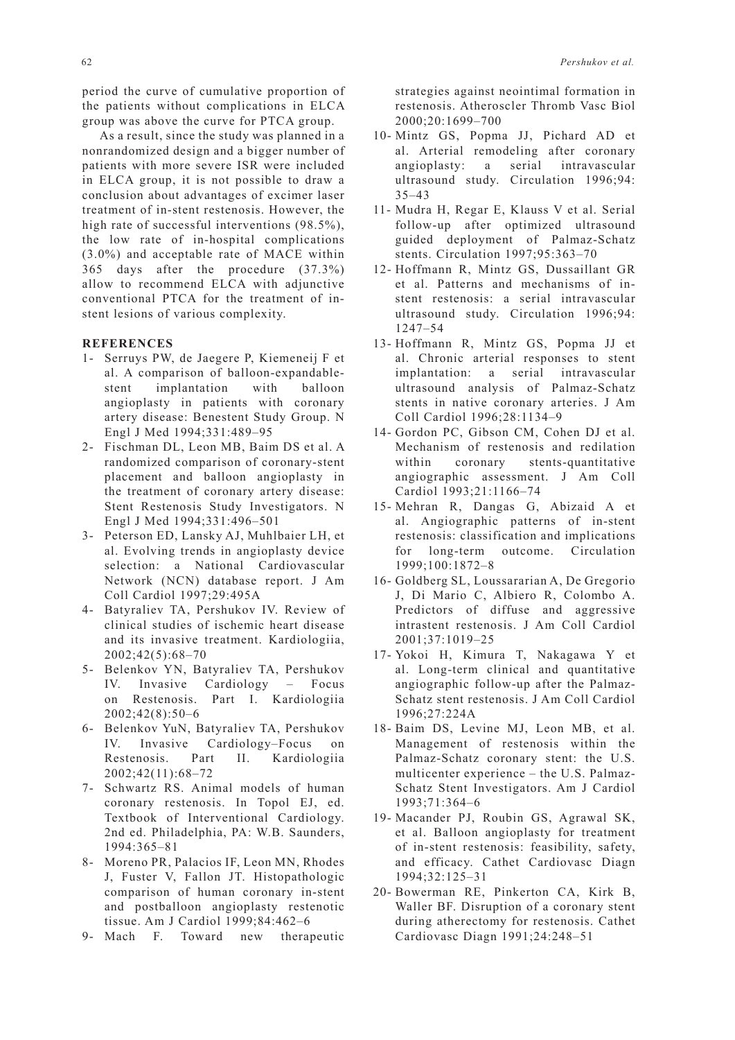period the curve of cumulative proportion of the patients without complications in ELCA group was above the curve for PTCA group.

As a result, since the study was planned in a nonrandomized design and a bigger number of patients with more severe ISR were included in ELCA group, it is not possible to draw a conclusion about advantages of excimer laser treatment of in-stent restenosis. However, the high rate of successful interventions (98.5%), the low rate of in-hospital complications (3.0%) and acceptable rate of MACE within 365 days after the procedure (37.3%) allow to recommend ELCA with adjunctive conventional PTCA for the treatment of in-stent lesions of various complexity.

## REFERENCES

1- Serruys PW, de Jaegere P, Kiemeneij F et al. A comparison of balloon-expandable-stent implantation with balloon angioplasty in patients with coronary artery disease: Benestent Study Group. N Engl J Med 1994;331:489–95
2- Fischman DL, Leon MB, Baim DS et al. A randomized comparison of coronary-stent placement and balloon angioplasty in the treatment of coronary artery disease: Stent Restenosis Study Investigators. N Engl J Med 1994;331:496–501
3- Peterson ED, Lansky AJ, Muhlbaier LH, et al. Evolving trends in angioplasty device selection: a National Cardiovascular Network (NCN) database report. J Am Coll Cardiol 1997;29:495A
4- Batyraliev TA, Pershukov IV. Review of clinical studies of ischemic heart disease and its invasive treatment. Kardiologiia, 2002;42(5):68–70
5- Belenkov YN, Batyraliev TA, Pershukov IV. Invasive Cardiology – Focus on Restenosis. Part I. Kardiologiia 2002;42(8):50–6
6- Belenkov YuN, Batyraliev TA, Pershukov IV. Invasive Cardiology–Focus on Restenosis. Part II. Kardiologiia 2002;42(11):68–72
7- Schwartz RS. Animal models of human coronary restenosis. In Topol EJ, ed. Textbook of Interventional Cardiology. 2nd ed. Philadelphia, PA: W.B. Saunders, 1994:365–81
8- Moreno PR, Palacios IF, Leon MN, Rhodes J, Fuster V, Fallon JT. Histopathologic comparison of human coronary in-stent and postballoon angioplasty restenotic tissue. Am J Cardiol 1999;84:462–6
9- Mach F. Toward new therapeutic strategies against neointimal formation in restenosis. Atheroscler Thromb Vasc Biol 2000;20:1699–700
10- Mintz GS, Popma JJ, Pichard AD et al. Arterial remodeling after coronary angioplasty: a serial intravascular ultrasound study. Circulation 1996;94: 35–43
11- Mudra H, Regar E, Klauss V et al. Serial follow-up after optimized ultrasound guided deployment of Palmaz-Schatz stents. Circulation 1997;95:363–70
12- Hoffmann R, Mintz GS, Dussaillant GR et al. Patterns and mechanisms of in-stent restenosis: a serial intravascular ultrasound study. Circulation 1996;94: 1247–54
13- Hoffmann R, Mintz GS, Popma JJ et al. Chronic arterial responses to stent implantation: a serial intravascular ultrasound analysis of Palmaz-Schatz stents in native coronary arteries. J Am Coll Cardiol 1996;28:1134–9
14- Gordon PC, Gibson CM, Cohen DJ et al. Mechanism of restenosis and redilation within coronary stents-quantitative angiographic assessment. J Am Coll Cardiol 1993;21:1166–74
15- Mehran R, Dangas G, Abizaid A et al. Angiographic patterns of in-stent restenosis: classification and implications for long-term outcome. Circulation 1999;100:1872–8
16- Goldberg SL, Loussararian A, De Gregorio J, Di Mario C, Albiero R, Colombo A. Predictors of diffuse and aggressive intrastent restenosis. J Am Coll Cardiol 2001;37:1019–25
17- Yokoi H, Kimura T, Nakagawa Y et al. Long-term clinical and quantitative angiographic follow-up after the Palmaz-Schatz stent restenosis. J Am Coll Cardiol 1996;27:224A
18- Baim DS, Levine MJ, Leon MB, et al. Management of restenosis within the Palmaz-Schatz coronary stent: the U.S. multicenter experience – the U.S. Palmaz-Schatz Stent Investigators. Am J Cardiol 1993;71:364–6
19- Macander PJ, Roubin GS, Agrawal SK, et al. Balloon angioplasty for treatment of in-stent restenosis: feasibility, safety, and efficacy. Cathet Cardiovasc Diagn 1994;32:125–31
20- Bowerman RE, Pinkerton CA, Kirk B, Waller BF. Disruption of a coronary stent during atherectomy for restenosis. Cathet Cardiovasc Diagn 1991;24:248–51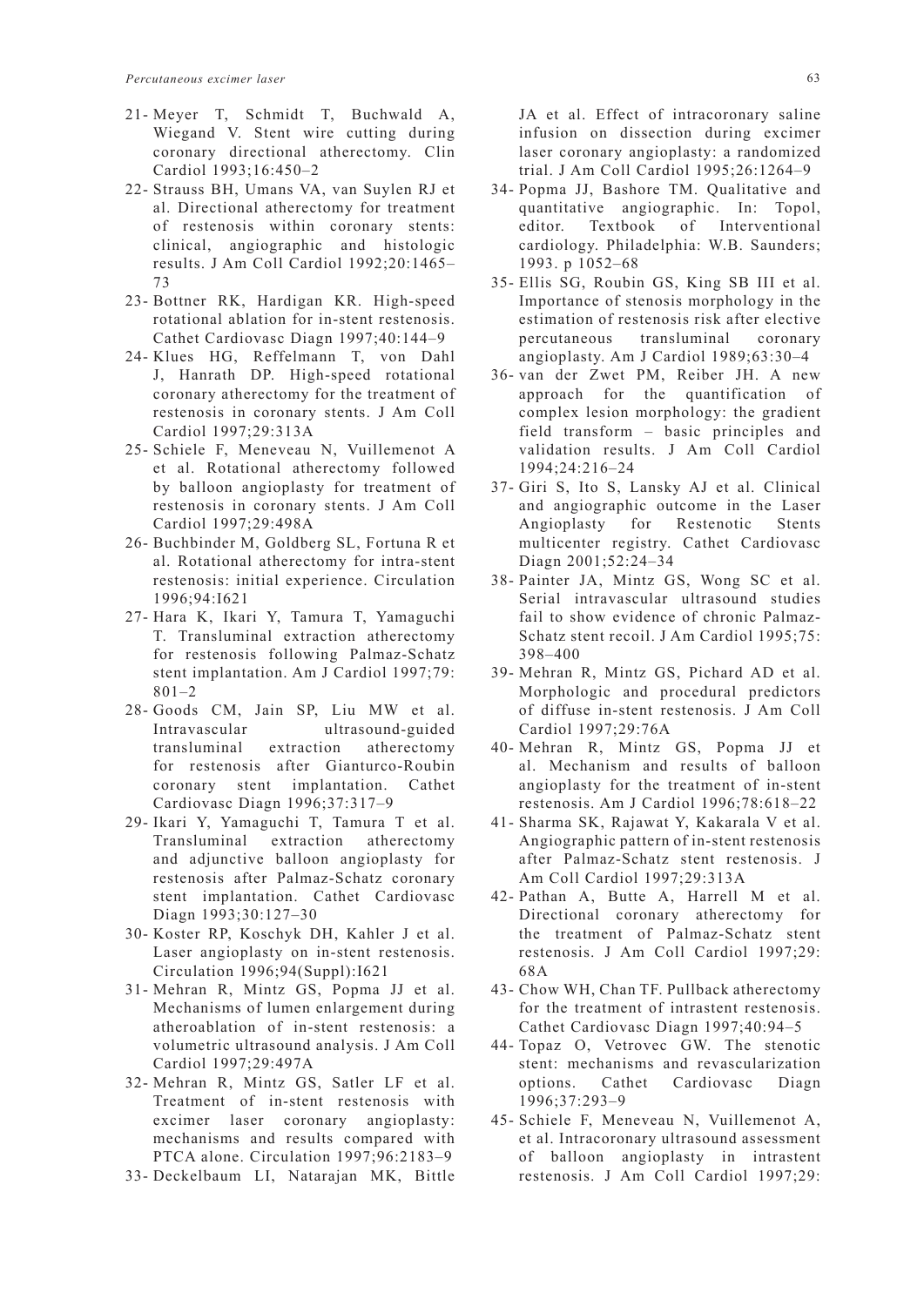21- Meyer T, Schmidt T, Buchwald A, Wiegand V. Stent wire cutting during coronary directional atherectomy. Clin Cardiol 1993;16:450–2

22- Strauss BH, Umans VA, van Suylen RJ et al. Directional atherectomy for treatment of restenosis within coronary stents: clinical, angiographic and histologic results. J Am Coll Cardiol 1992;20:1465–73

23- Bottner RK, Hardigan KR. High-speed rotational ablation for in-stent restenosis. Cathet Cardiovasc Diagn 1997;40:144–9

24- Klues HG, Reffelmann T, von Dahl J, Hanrath DP. High-speed rotational coronary atherectomy for the treatment of restenosis in coronary stents. J Am Coll Cardiol 1997;29:313A

25- Schiele F, Meneveau N, Vuillemenot A et al. Rotational atherectomy followed by balloon angioplasty for treatment of restenosis in coronary stents. J Am Coll Cardiol 1997;29:498A

26- Buchbinder M, Goldberg SL, Fortuna R et al. Rotational atherectomy for intra-stent restenosis: initial experience. Circulation 1996;94:I621

27- Hara K, Ikari Y, Tamura T, Yamaguchi T. Transluminal extraction atherectomy for restenosis following Palmaz-Schatz stent implantation. Am J Cardiol 1997;79: 801–2

28- Goods CM, Jain SP, Liu MW et al. Intravascular ultrasound-guided transluminal extraction atherectomy for restenosis after Gianturco-Roubin coronary stent implantation. Cathet Cardiovasc Diagn 1996;37:317–9

29- Ikari Y, Yamaguchi T, Tamura T et al. Transluminal extraction atherectomy and adjunctive balloon angioplasty for restenosis after Palmaz-Schatz coronary stent implantation. Cathet Cardiovasc Diagn 1993;30:127–30

30- Koster RP, Koschyk DH, Kahler J et al. Laser angioplasty on in-stent restenosis. Circulation 1996;94(Suppl):I621

31- Mehran R, Mintz GS, Popma JJ et al. Mechanisms of lumen enlargement during atheroablation of in-stent restenosis: a volumetric ultrasound analysis. J Am Coll Cardiol 1997;29:497A

32- Mehran R, Mintz GS, Satler LF et al. Treatment of in-stent restenosis with excimer laser coronary angioplasty: mechanisms and results compared with PTCA alone. Circulation 1997;96:2183–9

33- Deckelbaum LI, Natarajan MK, Bittle JA et al. Effect of intracoronary saline infusion on dissection during excimer laser coronary angioplasty: a randomized trial. J Am Coll Cardiol 1995;26:1264–9

34- Popma JJ, Bashore TM. Qualitative and quantitative angiographic. In: Topol, editor. Textbook of Interventional cardiology. Philadelphia: W.B. Saunders; 1993. p 1052–68

35- Ellis SG, Roubin GS, King SB III et al. Importance of stenosis morphology in the estimation of restenosis risk after elective percutaneous transluminal coronary angioplasty. Am J Cardiol 1989;63:30–4

36- van der Zwet PM, Reiber JH. A new approach for the quantification of complex lesion morphology: the gradient field transform – basic principles and validation results. J Am Coll Cardiol 1994;24:216–24

37- Giri S, Ito S, Lansky AJ et al. Clinical and angiographic outcome in the Laser Angioplasty for Restenotic Stents multicenter registry. Cathet Cardiovasc Diagn 2001;52:24–34

38- Painter JA, Mintz GS, Wong SC et al. Serial intravascular ultrasound studies fail to show evidence of chronic Palmaz-Schatz stent recoil. J Am Cardiol 1995;75: 398–400

39- Mehran R, Mintz GS, Pichard AD et al. Morphologic and procedural predictors of diffuse in-stent restenosis. J Am Coll Cardiol 1997;29:76A

40- Mehran R, Mintz GS, Popma JJ et al. Mechanism and results of balloon angioplasty for the treatment of in-stent restenosis. Am J Cardiol 1996;78:618–22

41- Sharma SK, Rajawat Y, Kakarala V et al. Angiographic pattern of in-stent restenosis after Palmaz-Schatz stent restenosis. J Am Coll Cardiol 1997;29:313A

42- Pathan A, Butte A, Harrell M et al. Directional coronary atherectomy for the treatment of Palmaz-Schatz stent restenosis. J Am Coll Cardiol 1997;29: 68A

43- Chow WH, Chan TF. Pullback atherectomy for the treatment of intrastent restenosis. Cathet Cardiovasc Diagn 1997;40:94–5

44- Topaz O, Vetrovec GW. The stenotic stent: mechanisms and revascularization options. Cathet Cardiovasc Diagn 1996;37:293–9

45- Schiele F, Meneveau N, Vuillemenot A, et al. Intracoronary ultrasound assessment of balloon angioplasty in intrastent restenosis. J Am Coll Cardiol 1997;29: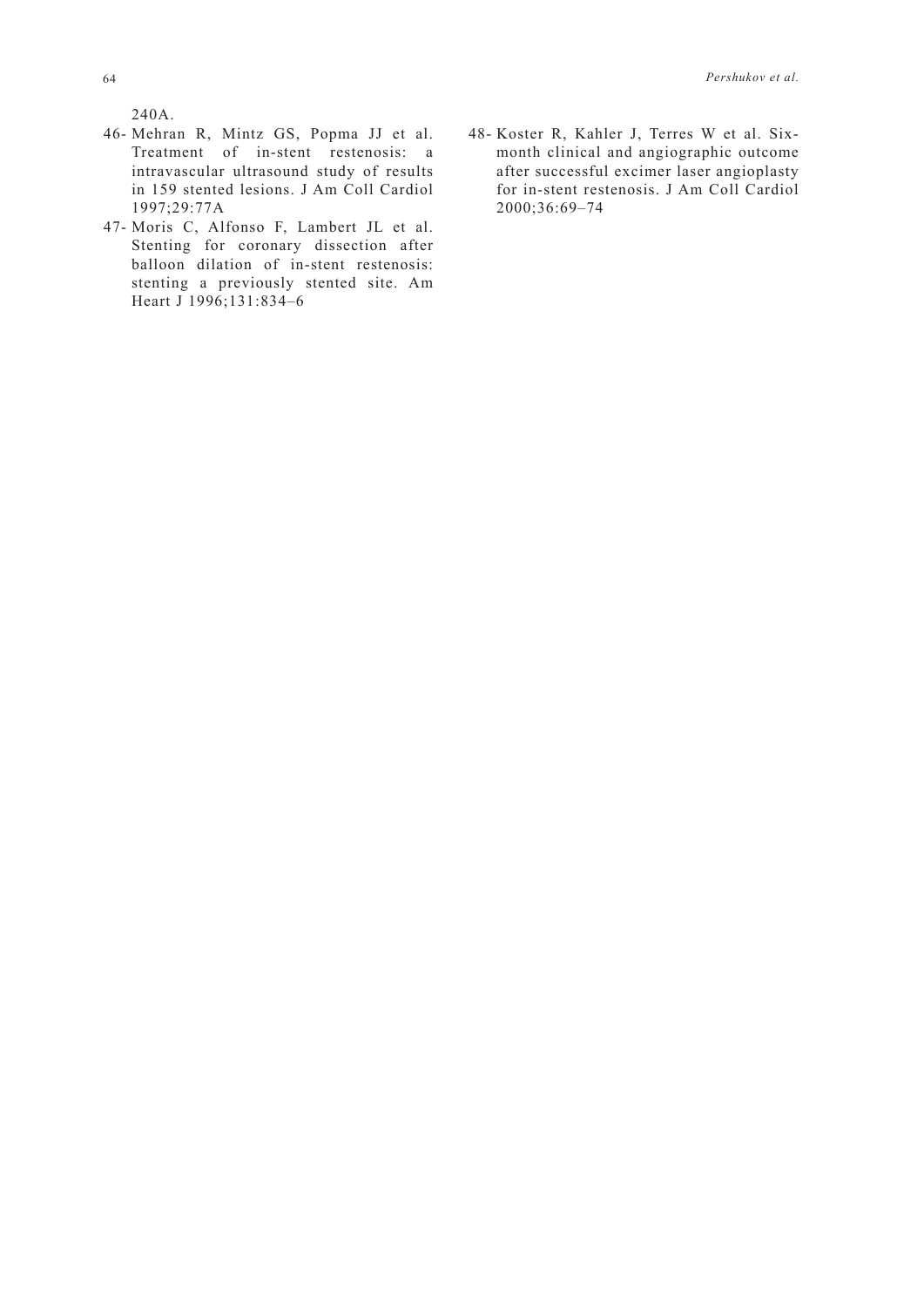240A.

46- Mehran R, Mintz GS, Popma JJ et al. Treatment of in-stent restenosis: a intravascular ultrasound study of results in 159 stented lesions. J Am Coll Cardiol 1997;29:77A

47- Moris C, Alfonso F, Lambert JL et al. Stenting for coronary dissection after balloon dilation of in-stent restenosis: stenting a previously stented site. Am Heart J 1996;131:834–6

48- Koster R, Kahler J, Terres W et al. Six-month clinical and angiographic outcome after successful excimer laser angioplasty for in-stent restenosis. J Am Coll Cardiol 2000;36:69–74